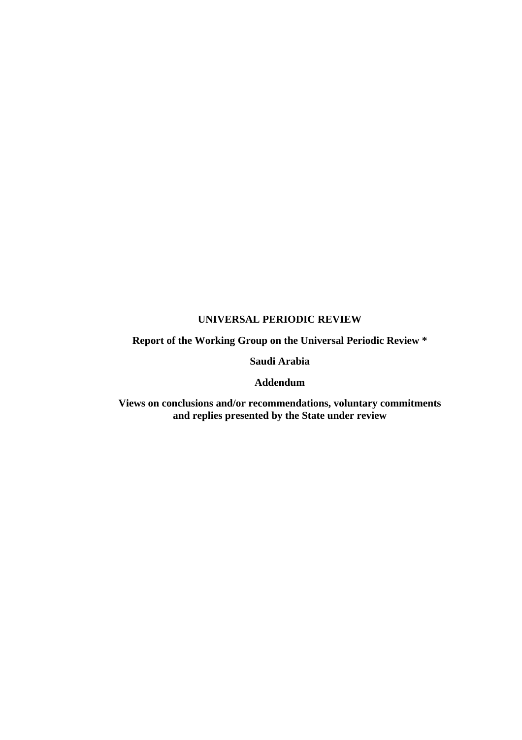# UNIVERSAL PERIODIC REVIEW

## Report of the Working Group on the Universal Periodic Review *

## Saudi Arabia

## Addendum

## Views on conclusions and/or recommendations, voluntary commitments and replies presented by the State under review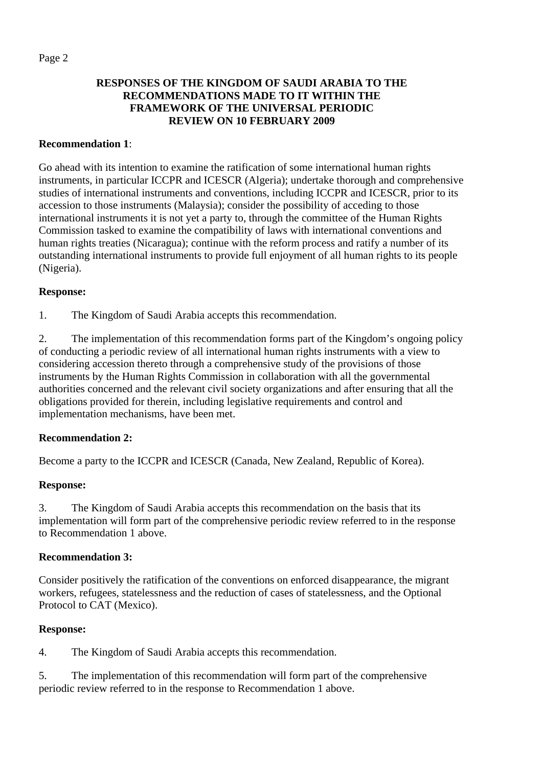**RESPONSES OF THE KINGDOM OF SAUDI ARABIA TO THE RECOMMENDATIONS MADE TO IT WITHIN THE FRAMEWORK OF THE UNIVERSAL PERIODIC REVIEW ON 10 FEBRUARY 2009**

**Recommendation 1**:

Go ahead with its intention to examine the ratification of some international human rights instruments, in particular ICCPR and ICESCR (Algeria); undertake thorough and comprehensive studies of international instruments and conventions, including ICCPR and ICESCR, prior to its accession to those instruments (Malaysia); consider the possibility of acceding to those international instruments it is not yet a party to, through the committee of the Human Rights Commission tasked to examine the compatibility of laws with international conventions and human rights treaties (Nicaragua); continue with the reform process and ratify a number of its outstanding international instruments to provide full enjoyment of all human rights to its people (Nigeria).

**Response:**

1. The Kingdom of Saudi Arabia accepts this recommendation.

2. The implementation of this recommendation forms part of the Kingdom's ongoing policy of conducting a periodic review of all international human rights instruments with a view to considering accession thereto through a comprehensive study of the provisions of those instruments by the Human Rights Commission in collaboration with all the governmental authorities concerned and the relevant civil society organizations and after ensuring that all the obligations provided for therein, including legislative requirements and control and implementation mechanisms, have been met.

**Recommendation 2:**

Become a party to the ICCPR and ICESCR (Canada, New Zealand, Republic of Korea).

**Response:**

3. The Kingdom of Saudi Arabia accepts this recommendation on the basis that its implementation will form part of the comprehensive periodic review referred to in the response to Recommendation 1 above.

**Recommendation 3:**

Consider positively the ratification of the conventions on enforced disappearance, the migrant workers, refugees, statelessness and the reduction of cases of statelessness, and the Optional Protocol to CAT (Mexico).

**Response:**

4. The Kingdom of Saudi Arabia accepts this recommendation.

5. The implementation of this recommendation will form part of the comprehensive periodic review referred to in the response to Recommendation 1 above.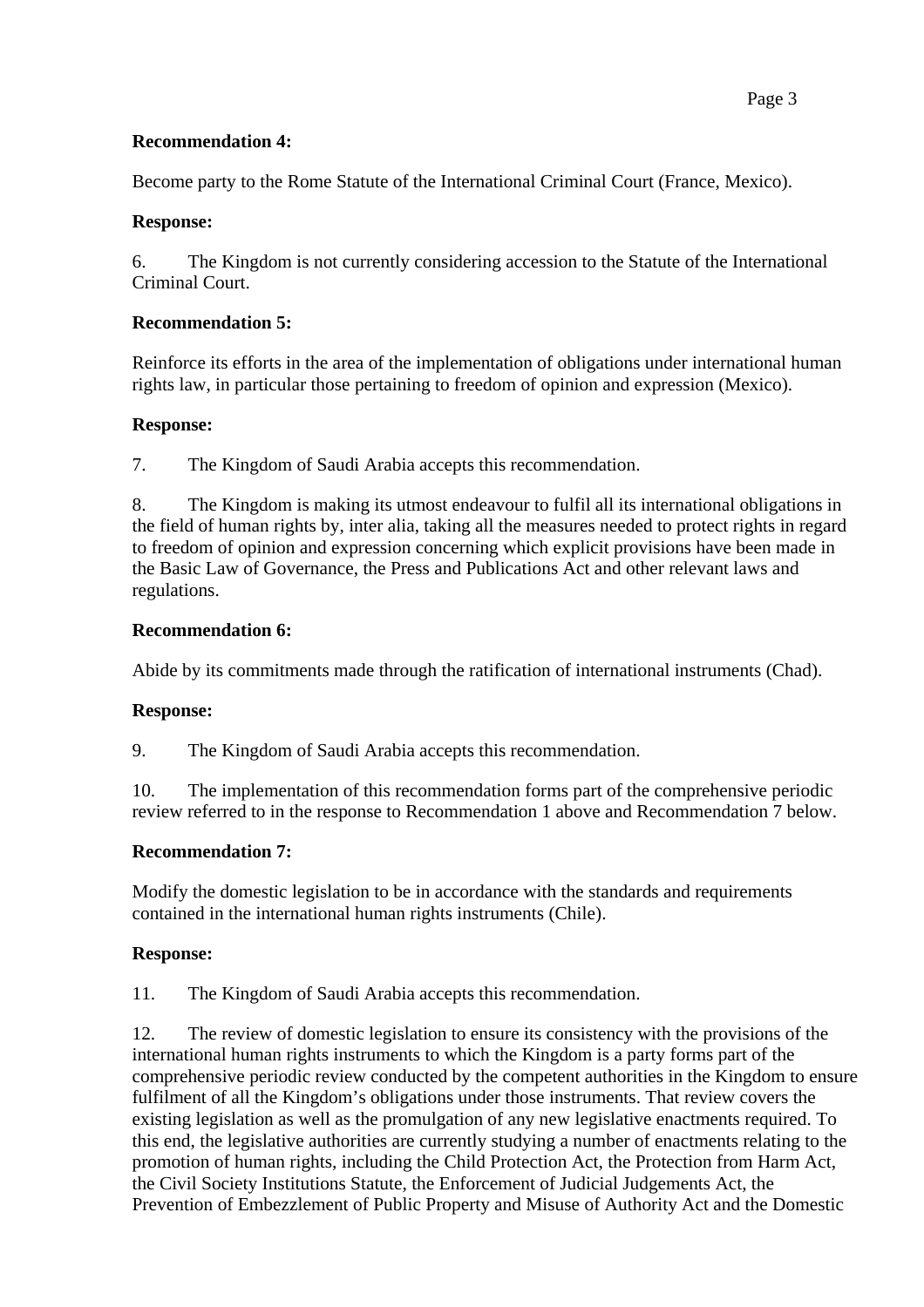**Recommendation 4:**

Become party to the Rome Statute of the International Criminal Court (France, Mexico).

**Response:**

6. The Kingdom is not currently considering accession to the Statute of the International Criminal Court.

**Recommendation 5:**

Reinforce its efforts in the area of the implementation of obligations under international human rights law, in particular those pertaining to freedom of opinion and expression (Mexico).

**Response:**

7. The Kingdom of Saudi Arabia accepts this recommendation.

8. The Kingdom is making its utmost endeavour to fulfil all its international obligations in the field of human rights by, inter alia, taking all the measures needed to protect rights in regard to freedom of opinion and expression concerning which explicit provisions have been made in the Basic Law of Governance, the Press and Publications Act and other relevant laws and regulations.

**Recommendation 6:**

Abide by its commitments made through the ratification of international instruments (Chad).

**Response:**

9. The Kingdom of Saudi Arabia accepts this recommendation.

10. The implementation of this recommendation forms part of the comprehensive periodic review referred to in the response to Recommendation 1 above and Recommendation 7 below.

**Recommendation 7:**

Modify the domestic legislation to be in accordance with the standards and requirements contained in the international human rights instruments (Chile).

**Response:**

11. The Kingdom of Saudi Arabia accepts this recommendation.

12. The review of domestic legislation to ensure its consistency with the provisions of the international human rights instruments to which the Kingdom is a party forms part of the comprehensive periodic review conducted by the competent authorities in the Kingdom to ensure fulfilment of all the Kingdom's obligations under those instruments. That review covers the existing legislation as well as the promulgation of any new legislative enactments required. To this end, the legislative authorities are currently studying a number of enactments relating to the promotion of human rights, including the Child Protection Act, the Protection from Harm Act, the Civil Society Institutions Statute, the Enforcement of Judicial Judgements Act, the Prevention of Embezzlement of Public Property and Misuse of Authority Act and the Domestic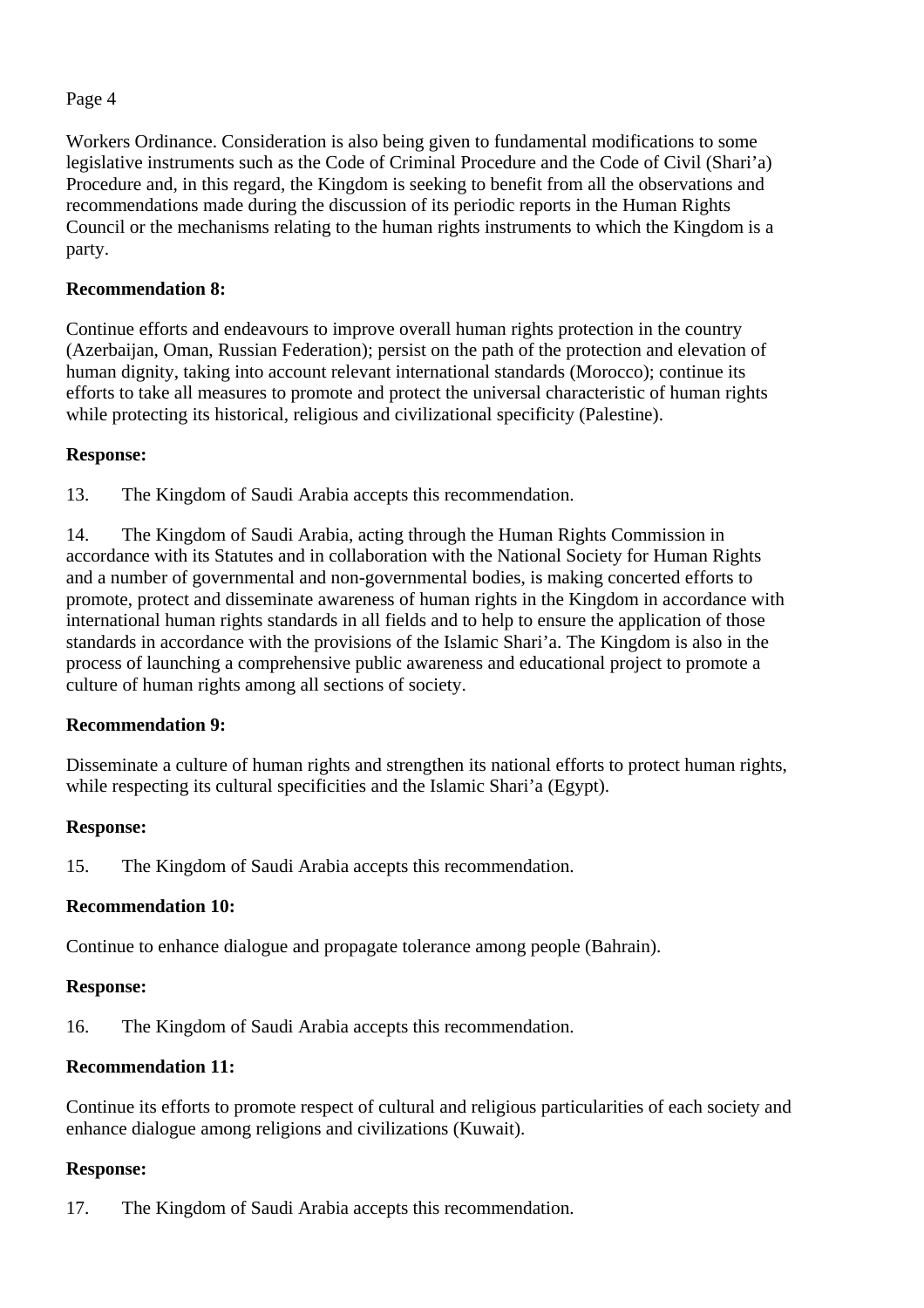Workers Ordinance. Consideration is also being given to fundamental modifications to some legislative instruments such as the Code of Criminal Procedure and the Code of Civil (Shari'a) Procedure and, in this regard, the Kingdom is seeking to benefit from all the observations and recommendations made during the discussion of its periodic reports in the Human Rights Council or the mechanisms relating to the human rights instruments to which the Kingdom is a party.

**Recommendation 8:**

Continue efforts and endeavours to improve overall human rights protection in the country (Azerbaijan, Oman, Russian Federation); persist on the path of the protection and elevation of human dignity, taking into account relevant international standards (Morocco); continue its efforts to take all measures to promote and protect the universal characteristic of human rights while protecting its historical, religious and civilizational specificity (Palestine).

**Response:**

13. The Kingdom of Saudi Arabia accepts this recommendation.

14. The Kingdom of Saudi Arabia, acting through the Human Rights Commission in accordance with its Statutes and in collaboration with the National Society for Human Rights and a number of governmental and non-governmental bodies, is making concerted efforts to promote, protect and disseminate awareness of human rights in the Kingdom in accordance with international human rights standards in all fields and to help to ensure the application of those standards in accordance with the provisions of the Islamic Shari'a. The Kingdom is also in the process of launching a comprehensive public awareness and educational project to promote a culture of human rights among all sections of society.

**Recommendation 9:**

Disseminate a culture of human rights and strengthen its national efforts to protect human rights, while respecting its cultural specificities and the Islamic Shari'a (Egypt).

**Response:**

15. The Kingdom of Saudi Arabia accepts this recommendation.

**Recommendation 10:**

Continue to enhance dialogue and propagate tolerance among people (Bahrain).

**Response:**

16. The Kingdom of Saudi Arabia accepts this recommendation.

**Recommendation 11:**

Continue its efforts to promote respect of cultural and religious particularities of each society and enhance dialogue among religions and civilizations (Kuwait).

**Response:**

17. The Kingdom of Saudi Arabia accepts this recommendation.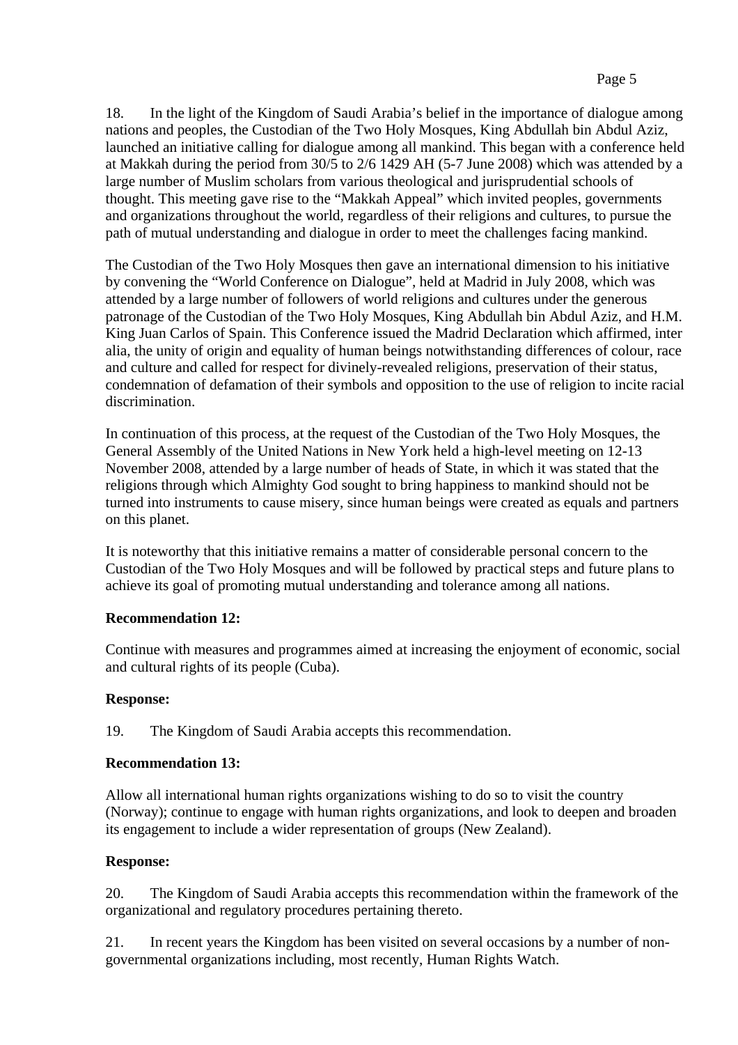18. In the light of the Kingdom of Saudi Arabia's belief in the importance of dialogue among nations and peoples, the Custodian of the Two Holy Mosques, King Abdullah bin Abdul Aziz, launched an initiative calling for dialogue among all mankind. This began with a conference held at Makkah during the period from 30/5 to 2/6 1429 AH (5-7 June 2008) which was attended by a large number of Muslim scholars from various theological and jurisprudential schools of thought. This meeting gave rise to the "Makkah Appeal" which invited peoples, governments and organizations throughout the world, regardless of their religions and cultures, to pursue the path of mutual understanding and dialogue in order to meet the challenges facing mankind.

The Custodian of the Two Holy Mosques then gave an international dimension to his initiative by convening the "World Conference on Dialogue", held at Madrid in July 2008, which was attended by a large number of followers of world religions and cultures under the generous patronage of the Custodian of the Two Holy Mosques, King Abdullah bin Abdul Aziz, and H.M. King Juan Carlos of Spain. This Conference issued the Madrid Declaration which affirmed, inter alia, the unity of origin and equality of human beings notwithstanding differences of colour, race and culture and called for respect for divinely-revealed religions, preservation of their status, condemnation of defamation of their symbols and opposition to the use of religion to incite racial discrimination.

In continuation of this process, at the request of the Custodian of the Two Holy Mosques, the General Assembly of the United Nations in New York held a high-level meeting on 12-13 November 2008, attended by a large number of heads of State, in which it was stated that the religions through which Almighty God sought to bring happiness to mankind should not be turned into instruments to cause misery, since human beings were created as equals and partners on this planet.

It is noteworthy that this initiative remains a matter of considerable personal concern to the Custodian of the Two Holy Mosques and will be followed by practical steps and future plans to achieve its goal of promoting mutual understanding and tolerance among all nations.

**Recommendation 12:**

Continue with measures and programmes aimed at increasing the enjoyment of economic, social and cultural rights of its people (Cuba).

**Response:**

19. The Kingdom of Saudi Arabia accepts this recommendation.

**Recommendation 13:**

Allow all international human rights organizations wishing to do so to visit the country (Norway); continue to engage with human rights organizations, and look to deepen and broaden its engagement to include a wider representation of groups (New Zealand).

**Response:**

20. The Kingdom of Saudi Arabia accepts this recommendation within the framework of the organizational and regulatory procedures pertaining thereto.

21. In recent years the Kingdom has been visited on several occasions by a number of non-governmental organizations including, most recently, Human Rights Watch.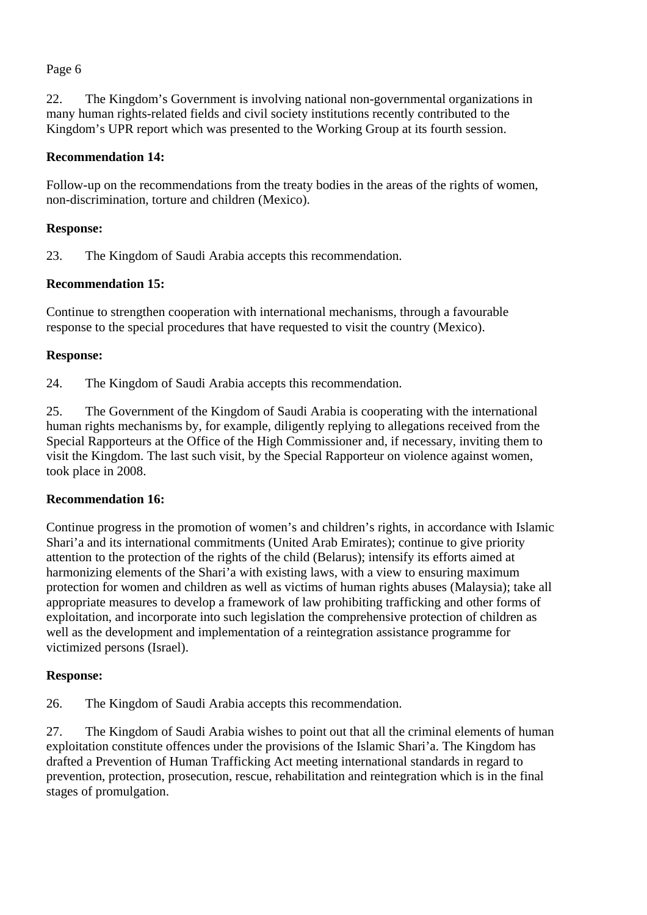22. The Kingdom's Government is involving national non-governmental organizations in many human rights-related fields and civil society institutions recently contributed to the Kingdom's UPR report which was presented to the Working Group at its fourth session.

**Recommendation 14:**

Follow-up on the recommendations from the treaty bodies in the areas of the rights of women, non-discrimination, torture and children (Mexico).

**Response:**

23. The Kingdom of Saudi Arabia accepts this recommendation.

**Recommendation 15:**

Continue to strengthen cooperation with international mechanisms, through a favourable response to the special procedures that have requested to visit the country (Mexico).

**Response:**

24. The Kingdom of Saudi Arabia accepts this recommendation.

25. The Government of the Kingdom of Saudi Arabia is cooperating with the international human rights mechanisms by, for example, diligently replying to allegations received from the Special Rapporteurs at the Office of the High Commissioner and, if necessary, inviting them to visit the Kingdom. The last such visit, by the Special Rapporteur on violence against women, took place in 2008.

**Recommendation 16:**

Continue progress in the promotion of women's and children's rights, in accordance with Islamic Shari'a and its international commitments (United Arab Emirates); continue to give priority attention to the protection of the rights of the child (Belarus); intensify its efforts aimed at harmonizing elements of the Shari'a with existing laws, with a view to ensuring maximum protection for women and children as well as victims of human rights abuses (Malaysia); take all appropriate measures to develop a framework of law prohibiting trafficking and other forms of exploitation, and incorporate into such legislation the comprehensive protection of children as well as the development and implementation of a reintegration assistance programme for victimized persons (Israel).

**Response:**

26. The Kingdom of Saudi Arabia accepts this recommendation.

27. The Kingdom of Saudi Arabia wishes to point out that all the criminal elements of human exploitation constitute offences under the provisions of the Islamic Shari'a. The Kingdom has drafted a Prevention of Human Trafficking Act meeting international standards in regard to prevention, protection, prosecution, rescue, rehabilitation and reintegration which is in the final stages of promulgation.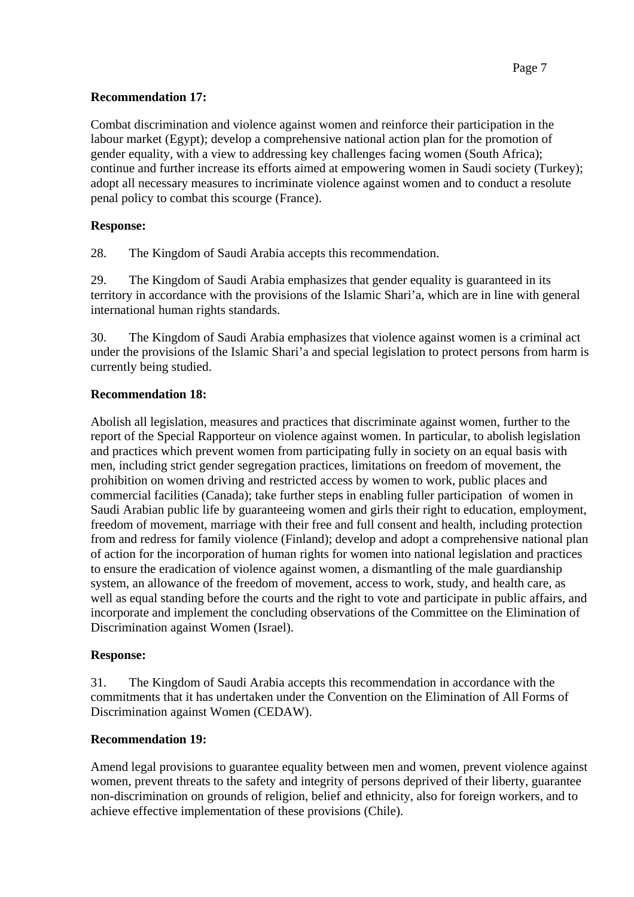**Recommendation 17:**

Combat discrimination and violence against women and reinforce their participation in the labour market (Egypt); develop a comprehensive national action plan for the promotion of gender equality, with a view to addressing key challenges facing women (South Africa); continue and further increase its efforts aimed at empowering women in Saudi society (Turkey); adopt all necessary measures to incriminate violence against women and to conduct a resolute penal policy to combat this scourge (France).

**Response:**

28. The Kingdom of Saudi Arabia accepts this recommendation.

29. The Kingdom of Saudi Arabia emphasizes that gender equality is guaranteed in its territory in accordance with the provisions of the Islamic Shari'a, which are in line with general international human rights standards.

30. The Kingdom of Saudi Arabia emphasizes that violence against women is a criminal act under the provisions of the Islamic Shari'a and special legislation to protect persons from harm is currently being studied.

**Recommendation 18:**

Abolish all legislation, measures and practices that discriminate against women, further to the report of the Special Rapporteur on violence against women. In particular, to abolish legislation and practices which prevent women from participating fully in society on an equal basis with men, including strict gender segregation practices, limitations on freedom of movement, the prohibition on women driving and restricted access by women to work, public places and commercial facilities (Canada); take further steps in enabling fuller participation of women in Saudi Arabian public life by guaranteeing women and girls their right to education, employment, freedom of movement, marriage with their free and full consent and health, including protection from and redress for family violence (Finland); develop and adopt a comprehensive national plan of action for the incorporation of human rights for women into national legislation and practices to ensure the eradication of violence against women, a dismantling of the male guardianship system, an allowance of the freedom of movement, access to work, study, and health care, as well as equal standing before the courts and the right to vote and participate in public affairs, and incorporate and implement the concluding observations of the Committee on the Elimination of Discrimination against Women (Israel).

**Response:**

31. The Kingdom of Saudi Arabia accepts this recommendation in accordance with the commitments that it has undertaken under the Convention on the Elimination of All Forms of Discrimination against Women (CEDAW).

**Recommendation 19:**

Amend legal provisions to guarantee equality between men and women, prevent violence against women, prevent threats to the safety and integrity of persons deprived of their liberty, guarantee non-discrimination on grounds of religion, belief and ethnicity, also for foreign workers, and to achieve effective implementation of these provisions (Chile).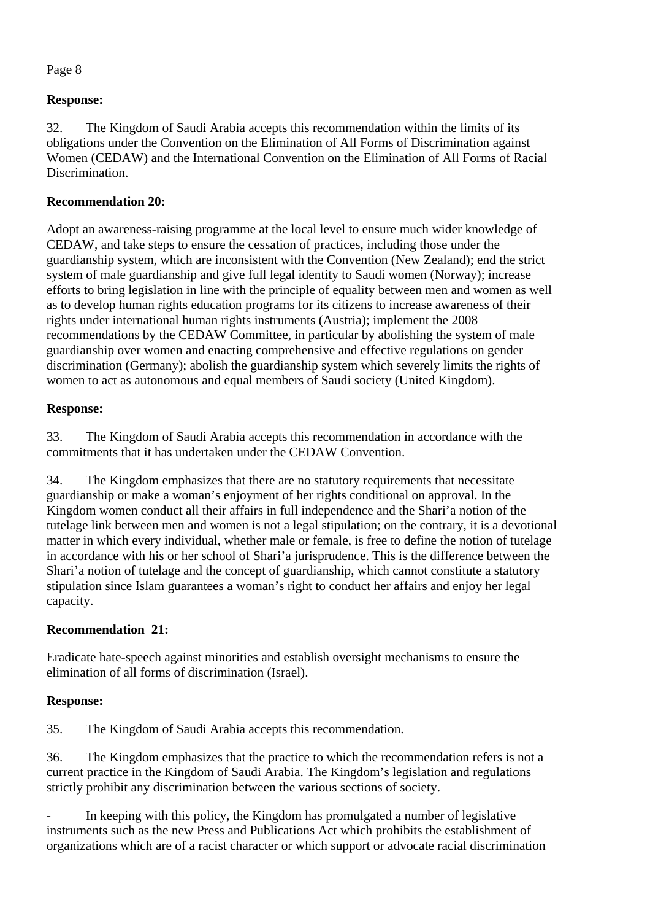**Response:**

32. The Kingdom of Saudi Arabia accepts this recommendation within the limits of its obligations under the Convention on the Elimination of All Forms of Discrimination against Women (CEDAW) and the International Convention on the Elimination of All Forms of Racial Discrimination.

**Recommendation 20:**

Adopt an awareness-raising programme at the local level to ensure much wider knowledge of CEDAW, and take steps to ensure the cessation of practices, including those under the guardianship system, which are inconsistent with the Convention (New Zealand); end the strict system of male guardianship and give full legal identity to Saudi women (Norway); increase efforts to bring legislation in line with the principle of equality between men and women as well as to develop human rights education programs for its citizens to increase awareness of their rights under international human rights instruments (Austria); implement the 2008 recommendations by the CEDAW Committee, in particular by abolishing the system of male guardianship over women and enacting comprehensive and effective regulations on gender discrimination (Germany); abolish the guardianship system which severely limits the rights of women to act as autonomous and equal members of Saudi society (United Kingdom).

**Response:**

33. The Kingdom of Saudi Arabia accepts this recommendation in accordance with the commitments that it has undertaken under the CEDAW Convention.

34. The Kingdom emphasizes that there are no statutory requirements that necessitate guardianship or make a woman's enjoyment of her rights conditional on approval. In the Kingdom women conduct all their affairs in full independence and the Shari'a notion of the tutelage link between men and women is not a legal stipulation; on the contrary, it is a devotional matter in which every individual, whether male or female, is free to define the notion of tutelage in accordance with his or her school of Shari'a jurisprudence. This is the difference between the Shari'a notion of tutelage and the concept of guardianship, which cannot constitute a statutory stipulation since Islam guarantees a woman's right to conduct her affairs and enjoy her legal capacity.

**Recommendation 21:**

Eradicate hate-speech against minorities and establish oversight mechanisms to ensure the elimination of all forms of discrimination (Israel).

**Response:**

35. The Kingdom of Saudi Arabia accepts this recommendation.

36. The Kingdom emphasizes that the practice to which the recommendation refers is not a current practice in the Kingdom of Saudi Arabia. The Kingdom's legislation and regulations strictly prohibit any discrimination between the various sections of society.

- In keeping with this policy, the Kingdom has promulgated a number of legislative instruments such as the new Press and Publications Act which prohibits the establishment of organizations which are of a racist character or which support or advocate racial discrimination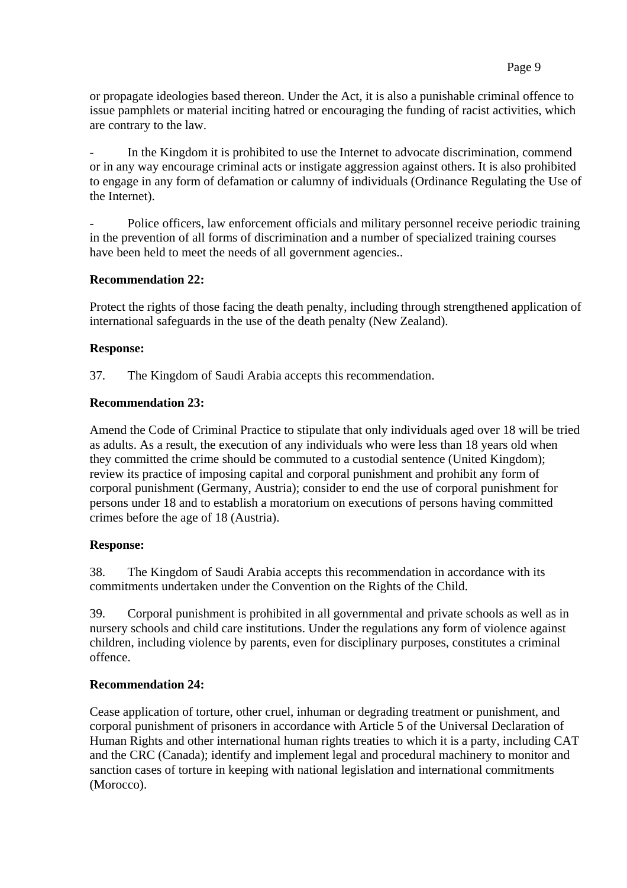or propagate ideologies based thereon. Under the Act, it is also a punishable criminal offence to issue pamphlets or material inciting hatred or encouraging the funding of racist activities, which are contrary to the law.

- In the Kingdom it is prohibited to use the Internet to advocate discrimination, commend or in any way encourage criminal acts or instigate aggression against others. It is also prohibited to engage in any form of defamation or calumny of individuals (Ordinance Regulating the Use of the Internet).

- Police officers, law enforcement officials and military personnel receive periodic training in the prevention of all forms of discrimination and a number of specialized training courses have been held to meet the needs of all government agencies..

**Recommendation 22:**

Protect the rights of those facing the death penalty, including through strengthened application of international safeguards in the use of the death penalty (New Zealand).

**Response:**

37. The Kingdom of Saudi Arabia accepts this recommendation.

**Recommendation 23:**

Amend the Code of Criminal Practice to stipulate that only individuals aged over 18 will be tried as adults. As a result, the execution of any individuals who were less than 18 years old when they committed the crime should be commuted to a custodial sentence (United Kingdom); review its practice of imposing capital and corporal punishment and prohibit any form of corporal punishment (Germany, Austria); consider to end the use of corporal punishment for persons under 18 and to establish a moratorium on executions of persons having committed crimes before the age of 18 (Austria).

**Response:**

38. The Kingdom of Saudi Arabia accepts this recommendation in accordance with its commitments undertaken under the Convention on the Rights of the Child.

39. Corporal punishment is prohibited in all governmental and private schools as well as in nursery schools and child care institutions. Under the regulations any form of violence against children, including violence by parents, even for disciplinary purposes, constitutes a criminal offence.

**Recommendation 24:**

Cease application of torture, other cruel, inhuman or degrading treatment or punishment, and corporal punishment of prisoners in accordance with Article 5 of the Universal Declaration of Human Rights and other international human rights treaties to which it is a party, including CAT and the CRC (Canada); identify and implement legal and procedural machinery to monitor and sanction cases of torture in keeping with national legislation and international commitments (Morocco).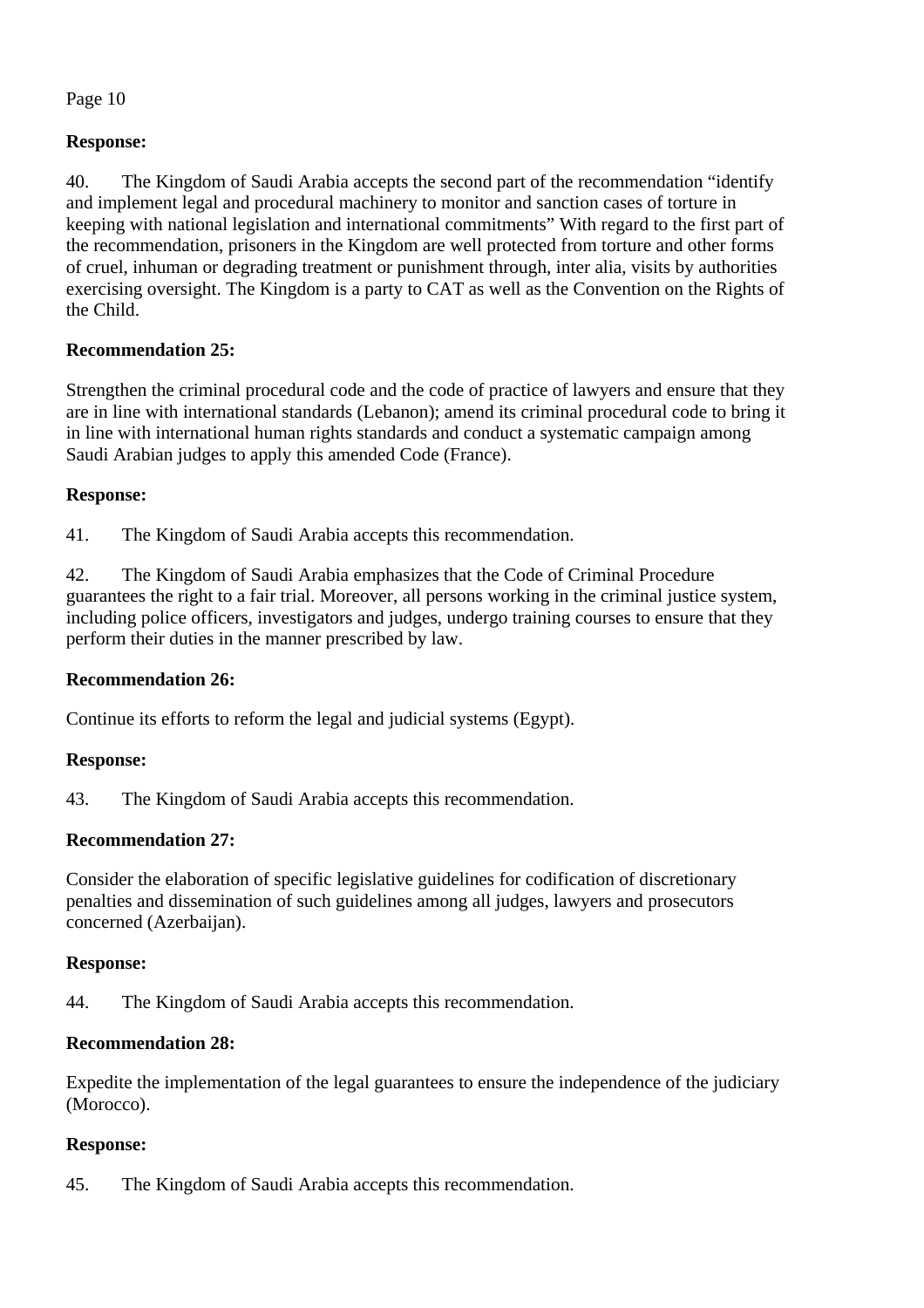**Response:**

40. The Kingdom of Saudi Arabia accepts the second part of the recommendation "identify and implement legal and procedural machinery to monitor and sanction cases of torture in keeping with national legislation and international commitments" With regard to the first part of the recommendation, prisoners in the Kingdom are well protected from torture and other forms of cruel, inhuman or degrading treatment or punishment through, inter alia, visits by authorities exercising oversight. The Kingdom is a party to CAT as well as the Convention on the Rights of the Child.

**Recommendation 25:**

Strengthen the criminal procedural code and the code of practice of lawyers and ensure that they are in line with international standards (Lebanon); amend its criminal procedural code to bring it in line with international human rights standards and conduct a systematic campaign among Saudi Arabian judges to apply this amended Code (France).

**Response:**

41. The Kingdom of Saudi Arabia accepts this recommendation.

42. The Kingdom of Saudi Arabia emphasizes that the Code of Criminal Procedure guarantees the right to a fair trial. Moreover, all persons working in the criminal justice system, including police officers, investigators and judges, undergo training courses to ensure that they perform their duties in the manner prescribed by law.

**Recommendation 26:**

Continue its efforts to reform the legal and judicial systems (Egypt).

**Response:**

43. The Kingdom of Saudi Arabia accepts this recommendation.

**Recommendation 27:**

Consider the elaboration of specific legislative guidelines for codification of discretionary penalties and dissemination of such guidelines among all judges, lawyers and prosecutors concerned (Azerbaijan).

**Response:**

44. The Kingdom of Saudi Arabia accepts this recommendation.

**Recommendation 28:**

Expedite the implementation of the legal guarantees to ensure the independence of the judiciary (Morocco).

**Response:**

45. The Kingdom of Saudi Arabia accepts this recommendation.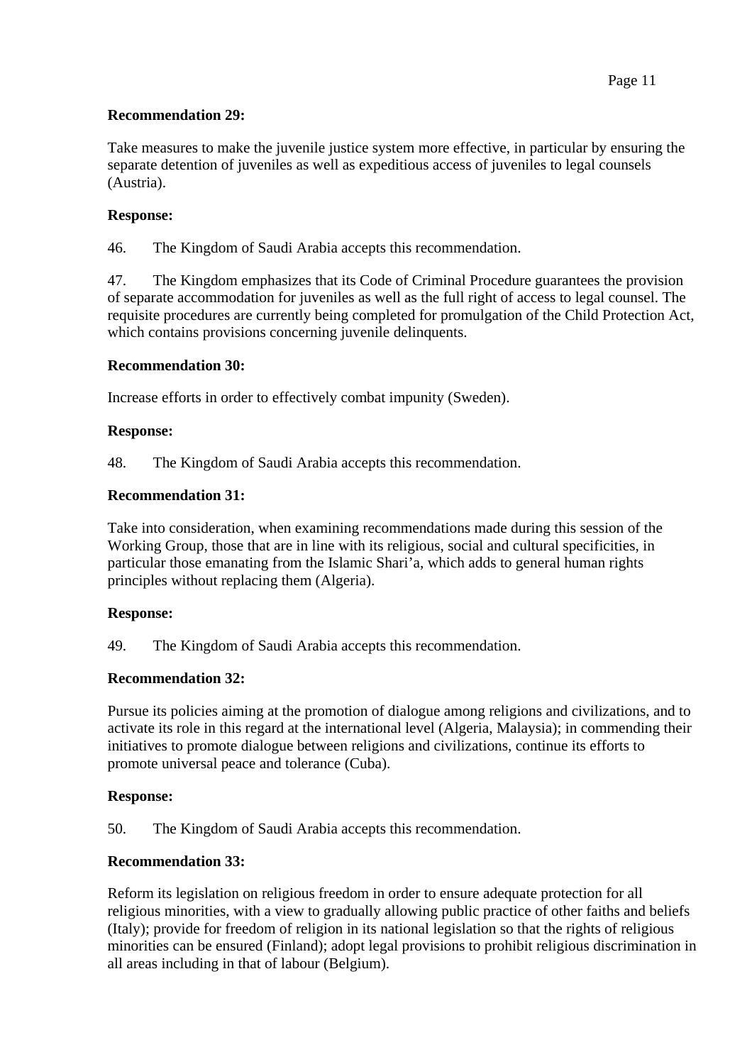**Recommendation 29:**

Take measures to make the juvenile justice system more effective, in particular by ensuring the separate detention of juveniles as well as expeditious access of juveniles to legal counsels (Austria).

**Response:**

46. The Kingdom of Saudi Arabia accepts this recommendation.

47. The Kingdom emphasizes that its Code of Criminal Procedure guarantees the provision of separate accommodation for juveniles as well as the full right of access to legal counsel. The requisite procedures are currently being completed for promulgation of the Child Protection Act, which contains provisions concerning juvenile delinquents.

**Recommendation 30:**

Increase efforts in order to effectively combat impunity (Sweden).

**Response:**

48. The Kingdom of Saudi Arabia accepts this recommendation.

**Recommendation 31:**

Take into consideration, when examining recommendations made during this session of the Working Group, those that are in line with its religious, social and cultural specificities, in particular those emanating from the Islamic Shari'a, which adds to general human rights principles without replacing them (Algeria).

**Response:**

49. The Kingdom of Saudi Arabia accepts this recommendation.

**Recommendation 32:**

Pursue its policies aiming at the promotion of dialogue among religions and civilizations, and to activate its role in this regard at the international level (Algeria, Malaysia); in commending their initiatives to promote dialogue between religions and civilizations, continue its efforts to promote universal peace and tolerance (Cuba).

**Response:**

50. The Kingdom of Saudi Arabia accepts this recommendation.

**Recommendation 33:**

Reform its legislation on religious freedom in order to ensure adequate protection for all religious minorities, with a view to gradually allowing public practice of other faiths and beliefs (Italy); provide for freedom of religion in its national legislation so that the rights of religious minorities can be ensured (Finland); adopt legal provisions to prohibit religious discrimination in all areas including in that of labour (Belgium).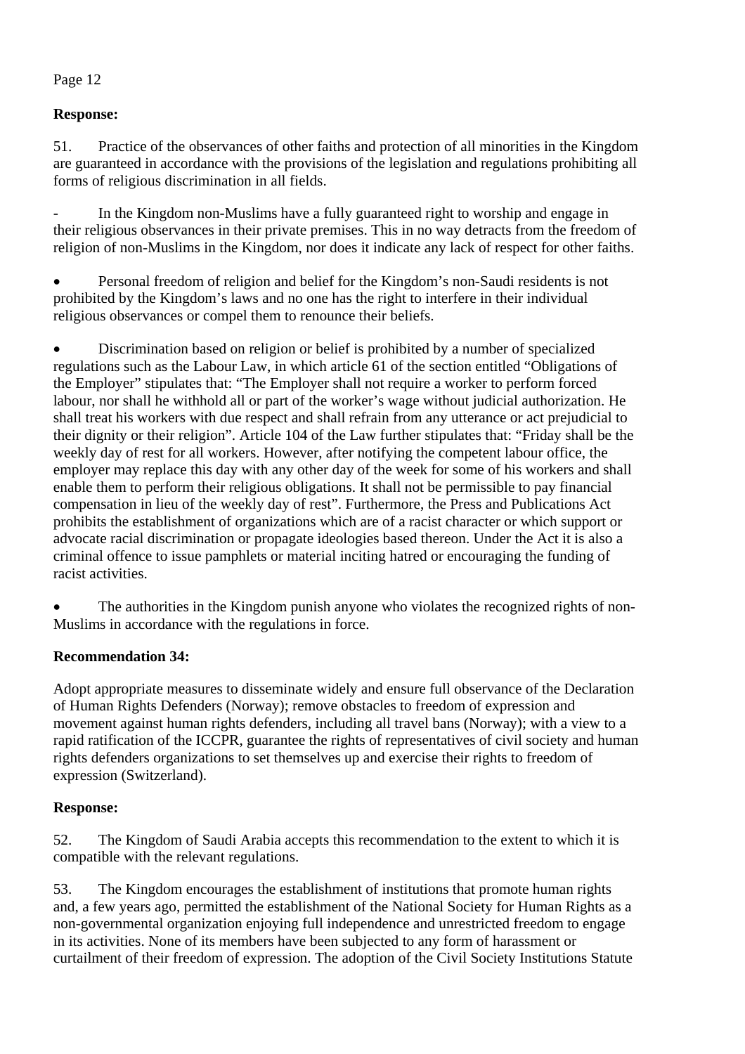**Response:**

51. Practice of the observances of other faiths and protection of all minorities in the Kingdom are guaranteed in accordance with the provisions of the legislation and regulations prohibiting all forms of religious discrimination in all fields.

- In the Kingdom non-Muslims have a fully guaranteed right to worship and engage in their religious observances in their private premises. This in no way detracts from the freedom of religion of non-Muslims in the Kingdom, nor does it indicate any lack of respect for other faiths.

- Personal freedom of religion and belief for the Kingdom's non-Saudi residents is not prohibited by the Kingdom's laws and no one has the right to interfere in their individual religious observances or compel them to renounce their beliefs.

- Discrimination based on religion or belief is prohibited by a number of specialized regulations such as the Labour Law, in which article 61 of the section entitled "Obligations of the Employer" stipulates that: "The Employer shall not require a worker to perform forced labour, nor shall he withhold all or part of the worker's wage without judicial authorization. He shall treat his workers with due respect and shall refrain from any utterance or act prejudicial to their dignity or their religion". Article 104 of the Law further stipulates that: "Friday shall be the weekly day of rest for all workers. However, after notifying the competent labour office, the employer may replace this day with any other day of the week for some of his workers and shall enable them to perform their religious obligations. It shall not be permissible to pay financial compensation in lieu of the weekly day of rest". Furthermore, the Press and Publications Act prohibits the establishment of organizations which are of a racist character or which support or advocate racial discrimination or propagate ideologies based thereon. Under the Act it is also a criminal offence to issue pamphlets or material inciting hatred or encouraging the funding of racist activities.

- The authorities in the Kingdom punish anyone who violates the recognized rights of non-Muslims in accordance with the regulations in force.

**Recommendation 34:**

Adopt appropriate measures to disseminate widely and ensure full observance of the Declaration of Human Rights Defenders (Norway); remove obstacles to freedom of expression and movement against human rights defenders, including all travel bans (Norway); with a view to a rapid ratification of the ICCPR, guarantee the rights of representatives of civil society and human rights defenders organizations to set themselves up and exercise their rights to freedom of expression (Switzerland).

**Response:**

52. The Kingdom of Saudi Arabia accepts this recommendation to the extent to which it is compatible with the relevant regulations.

53. The Kingdom encourages the establishment of institutions that promote human rights and, a few years ago, permitted the establishment of the National Society for Human Rights as a non-governmental organization enjoying full independence and unrestricted freedom to engage in its activities. None of its members have been subjected to any form of harassment or curtailment of their freedom of expression. The adoption of the Civil Society Institutions Statute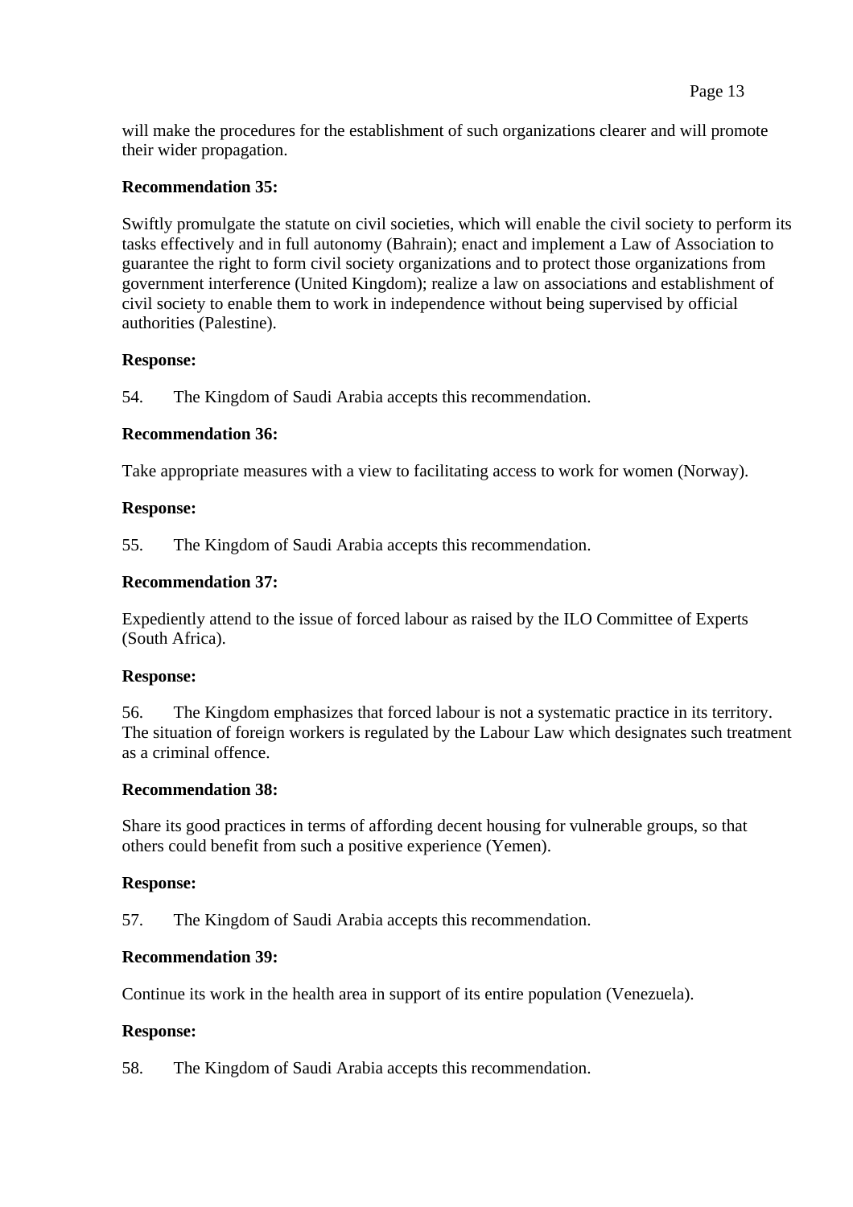will make the procedures for the establishment of such organizations clearer and will promote their wider propagation.

**Recommendation 35:**

Swiftly promulgate the statute on civil societies, which will enable the civil society to perform its tasks effectively and in full autonomy (Bahrain); enact and implement a Law of Association to guarantee the right to form civil society organizations and to protect those organizations from government interference (United Kingdom); realize a law on associations and establishment of civil society to enable them to work in independence without being supervised by official authorities (Palestine).

**Response:**

54. The Kingdom of Saudi Arabia accepts this recommendation.

**Recommendation 36:**

Take appropriate measures with a view to facilitating access to work for women (Norway).

**Response:**

55. The Kingdom of Saudi Arabia accepts this recommendation.

**Recommendation 37:**

Expediently attend to the issue of forced labour as raised by the ILO Committee of Experts (South Africa).

**Response:**

56. The Kingdom emphasizes that forced labour is not a systematic practice in its territory. The situation of foreign workers is regulated by the Labour Law which designates such treatment as a criminal offence.

**Recommendation 38:**

Share its good practices in terms of affording decent housing for vulnerable groups, so that others could benefit from such a positive experience (Yemen).

**Response:**

57. The Kingdom of Saudi Arabia accepts this recommendation.

**Recommendation 39:**

Continue its work in the health area in support of its entire population (Venezuela).

**Response:**

58. The Kingdom of Saudi Arabia accepts this recommendation.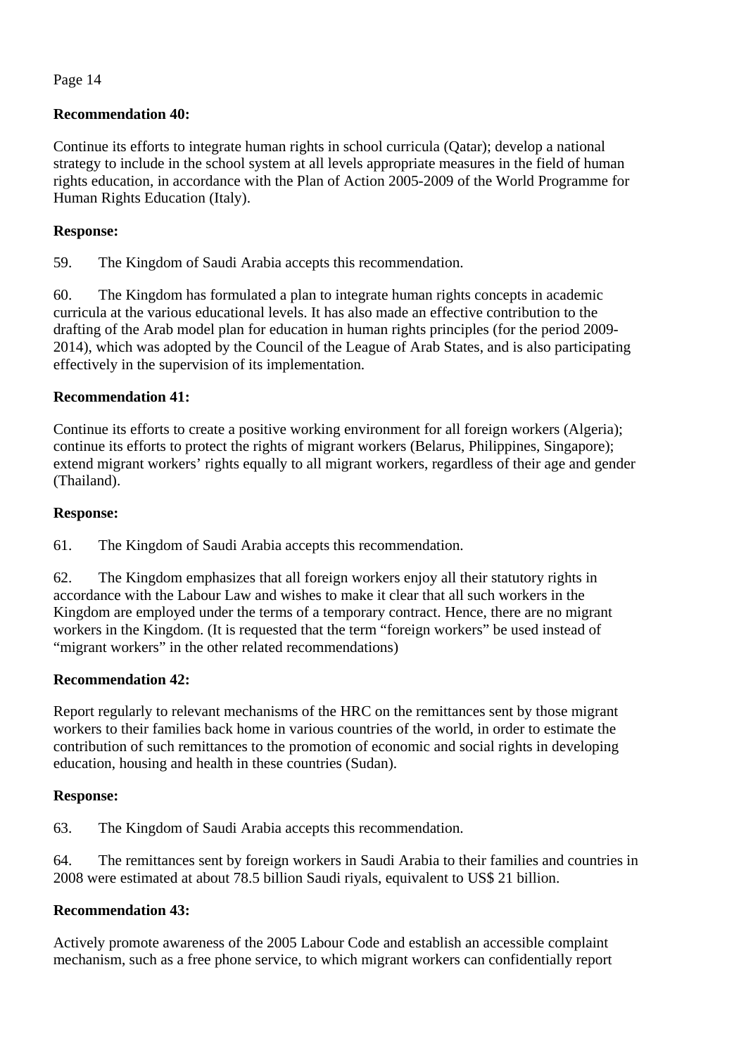**Recommendation 40:**

Continue its efforts to integrate human rights in school curricula (Qatar); develop a national strategy to include in the school system at all levels appropriate measures in the field of human rights education, in accordance with the Plan of Action 2005-2009 of the World Programme for Human Rights Education (Italy).

**Response:**

59. The Kingdom of Saudi Arabia accepts this recommendation.

60. The Kingdom has formulated a plan to integrate human rights concepts in academic curricula at the various educational levels. It has also made an effective contribution to the drafting of the Arab model plan for education in human rights principles (for the period 2009-2014), which was adopted by the Council of the League of Arab States, and is also participating effectively in the supervision of its implementation.

**Recommendation 41:**

Continue its efforts to create a positive working environment for all foreign workers (Algeria); continue its efforts to protect the rights of migrant workers (Belarus, Philippines, Singapore); extend migrant workers' rights equally to all migrant workers, regardless of their age and gender (Thailand).

**Response:**

61. The Kingdom of Saudi Arabia accepts this recommendation.

62. The Kingdom emphasizes that all foreign workers enjoy all their statutory rights in accordance with the Labour Law and wishes to make it clear that all such workers in the Kingdom are employed under the terms of a temporary contract. Hence, there are no migrant workers in the Kingdom. (It is requested that the term "foreign workers" be used instead of "migrant workers" in the other related recommendations)

**Recommendation 42:**

Report regularly to relevant mechanisms of the HRC on the remittances sent by those migrant workers to their families back home in various countries of the world, in order to estimate the contribution of such remittances to the promotion of economic and social rights in developing education, housing and health in these countries (Sudan).

**Response:**

63. The Kingdom of Saudi Arabia accepts this recommendation.

64. The remittances sent by foreign workers in Saudi Arabia to their families and countries in 2008 were estimated at about 78.5 billion Saudi riyals, equivalent to US$ 21 billion.

**Recommendation 43:**

Actively promote awareness of the 2005 Labour Code and establish an accessible complaint mechanism, such as a free phone service, to which migrant workers can confidentially report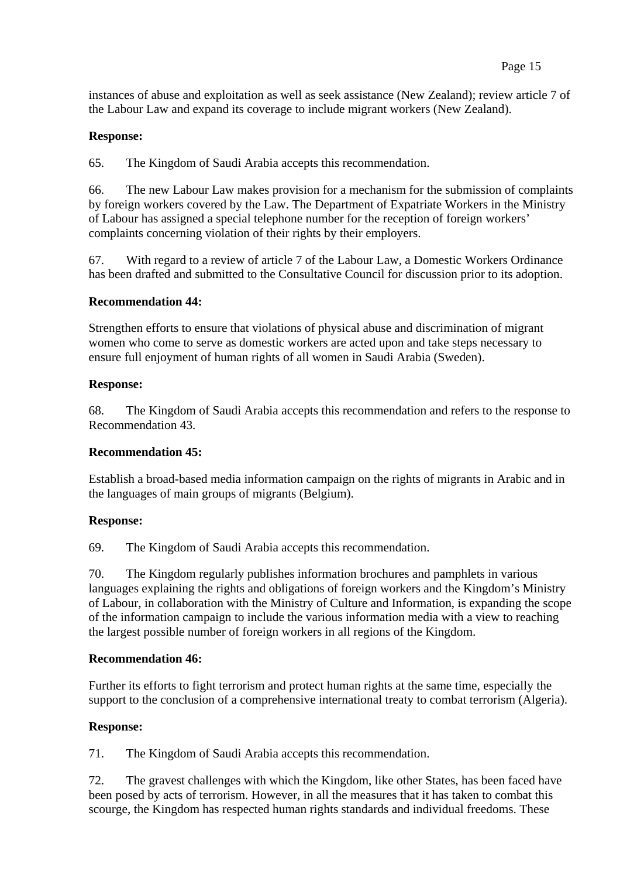instances of abuse and exploitation as well as seek assistance (New Zealand); review article 7 of the Labour Law and expand its coverage to include migrant workers (New Zealand).

**Response:**

65. The Kingdom of Saudi Arabia accepts this recommendation.

66. The new Labour Law makes provision for a mechanism for the submission of complaints by foreign workers covered by the Law. The Department of Expatriate Workers in the Ministry of Labour has assigned a special telephone number for the reception of foreign workers' complaints concerning violation of their rights by their employers.

67. With regard to a review of article 7 of the Labour Law, a Domestic Workers Ordinance has been drafted and submitted to the Consultative Council for discussion prior to its adoption.

**Recommendation 44:**

Strengthen efforts to ensure that violations of physical abuse and discrimination of migrant women who come to serve as domestic workers are acted upon and take steps necessary to ensure full enjoyment of human rights of all women in Saudi Arabia (Sweden).

**Response:**

68. The Kingdom of Saudi Arabia accepts this recommendation and refers to the response to Recommendation 43.

**Recommendation 45:**

Establish a broad-based media information campaign on the rights of migrants in Arabic and in the languages of main groups of migrants (Belgium).

**Response:**

69. The Kingdom of Saudi Arabia accepts this recommendation.

70. The Kingdom regularly publishes information brochures and pamphlets in various languages explaining the rights and obligations of foreign workers and the Kingdom's Ministry of Labour, in collaboration with the Ministry of Culture and Information, is expanding the scope of the information campaign to include the various information media with a view to reaching the largest possible number of foreign workers in all regions of the Kingdom.

**Recommendation 46:**

Further its efforts to fight terrorism and protect human rights at the same time, especially the support to the conclusion of a comprehensive international treaty to combat terrorism (Algeria).

**Response:**

71. The Kingdom of Saudi Arabia accepts this recommendation.

72. The gravest challenges with which the Kingdom, like other States, has been faced have been posed by acts of terrorism. However, in all the measures that it has taken to combat this scourge, the Kingdom has respected human rights standards and individual freedoms. These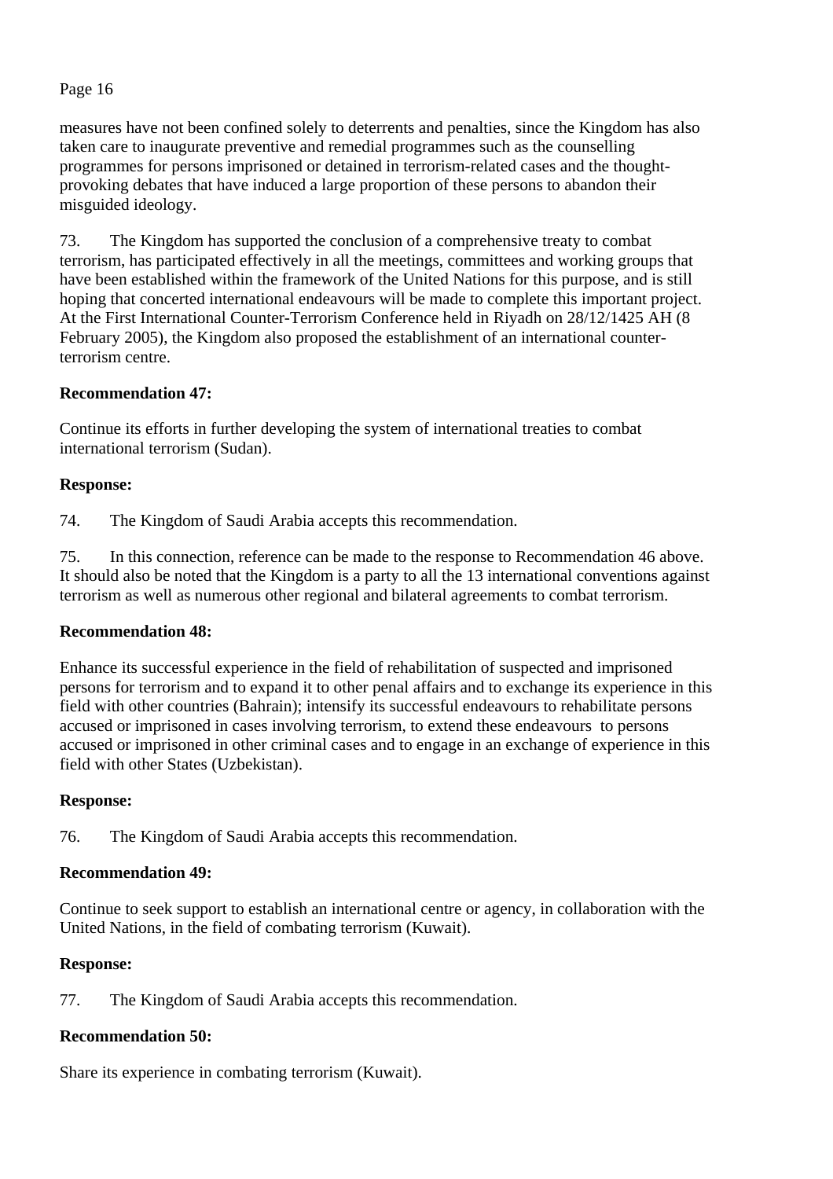measures have not been confined solely to deterrents and penalties, since the Kingdom has also taken care to inaugurate preventive and remedial programmes such as the counselling programmes for persons imprisoned or detained in terrorism-related cases and the thought-provoking debates that have induced a large proportion of these persons to abandon their misguided ideology.

73. The Kingdom has supported the conclusion of a comprehensive treaty to combat terrorism, has participated effectively in all the meetings, committees and working groups that have been established within the framework of the United Nations for this purpose, and is still hoping that concerted international endeavours will be made to complete this important project. At the First International Counter-Terrorism Conference held in Riyadh on 28/12/1425 AH (8 February 2005), the Kingdom also proposed the establishment of an international counter-terrorism centre.

**Recommendation 47:**

Continue its efforts in further developing the system of international treaties to combat international terrorism (Sudan).

**Response:**

74. The Kingdom of Saudi Arabia accepts this recommendation.

75. In this connection, reference can be made to the response to Recommendation 46 above. It should also be noted that the Kingdom is a party to all the 13 international conventions against terrorism as well as numerous other regional and bilateral agreements to combat terrorism.

**Recommendation 48:**

Enhance its successful experience in the field of rehabilitation of suspected and imprisoned persons for terrorism and to expand it to other penal affairs and to exchange its experience in this field with other countries (Bahrain); intensify its successful endeavours to rehabilitate persons accused or imprisoned in cases involving terrorism, to extend these endeavours to persons accused or imprisoned in other criminal cases and to engage in an exchange of experience in this field with other States (Uzbekistan).

**Response:**

76. The Kingdom of Saudi Arabia accepts this recommendation.

**Recommendation 49:**

Continue to seek support to establish an international centre or agency, in collaboration with the United Nations, in the field of combating terrorism (Kuwait).

**Response:**

77. The Kingdom of Saudi Arabia accepts this recommendation.

**Recommendation 50:**

Share its experience in combating terrorism (Kuwait).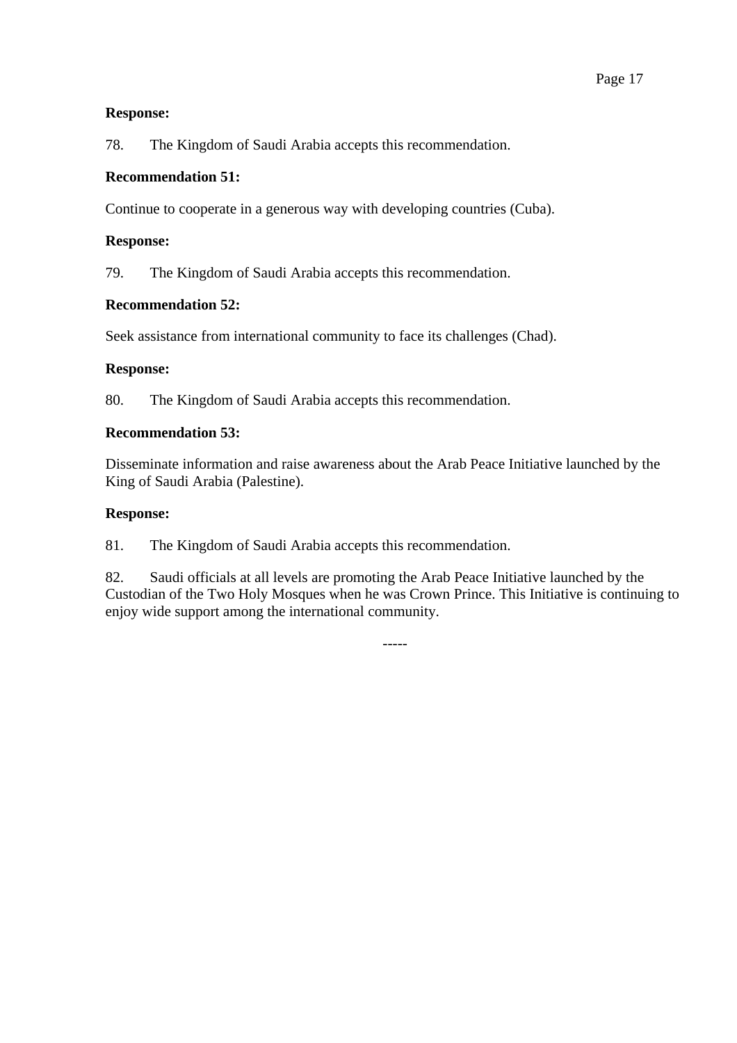**Response:**

78. The Kingdom of Saudi Arabia accepts this recommendation.

**Recommendation 51:**

Continue to cooperate in a generous way with developing countries (Cuba).

**Response:**

79. The Kingdom of Saudi Arabia accepts this recommendation.

**Recommendation 52:**

Seek assistance from international community to face its challenges (Chad).

**Response:**

80. The Kingdom of Saudi Arabia accepts this recommendation.

**Recommendation 53:**

Disseminate information and raise awareness about the Arab Peace Initiative launched by the King of Saudi Arabia (Palestine).

**Response:**

81. The Kingdom of Saudi Arabia accepts this recommendation.

82. Saudi officials at all levels are promoting the Arab Peace Initiative launched by the Custodian of the Two Holy Mosques when he was Crown Prince. This Initiative is continuing to enjoy wide support among the international community.

-----